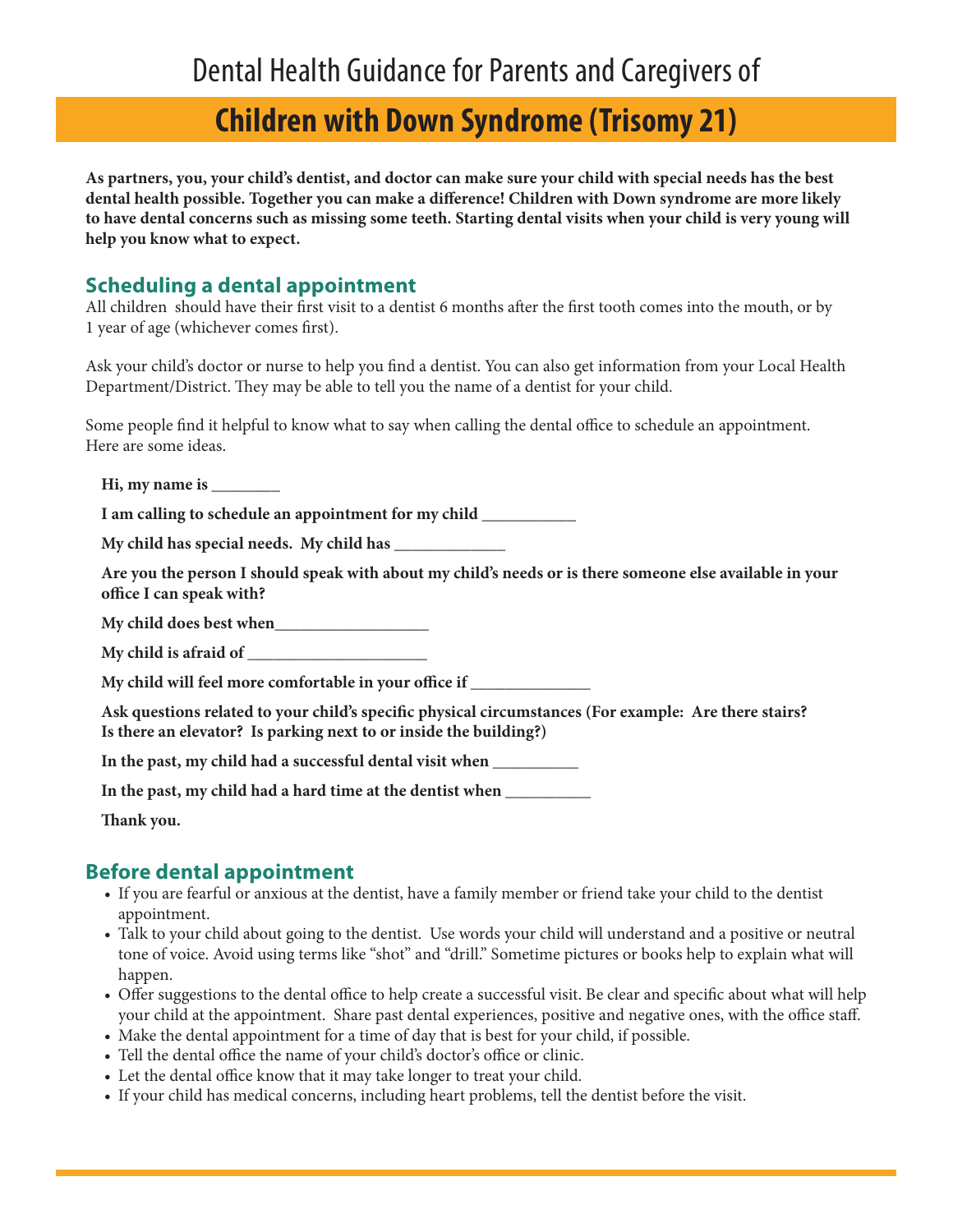# Dental Health Guidance for Parents and Caregivers of

# Children with Down Syndrome (Trisomy 21)

**As partners, you, your child's dentist, and doctor can make sure your child with special needs has the best dental health possible. Together you can make a difference! Children with Down syndrome are more likely to have dental concerns such as missing some teeth. Starting dental visits when your child is very young will help you know what to expect.**

## Scheduling a dental appointment

All children should have their first visit to a dentist 6 months after the first tooth comes into the mouth, or by 1 year of age (whichever comes first).

Ask your child's doctor or nurse to help you find a dentist. You can also get information from your Local Health Department/District. They may be able to tell you the name of a dentist for your child.

Some people find it helpful to know what to say when calling the dental office to schedule an appointment. Here are some ideas.

**Hi, my name is ________**

**I am calling to schedule an appointment for my child ___________**

**My child has special needs. My child has _____________**

**Are you the person I should speak with about my child's needs or is there someone else available in your office I can speak with?**

**My child does best when__________________**

**My child is afraid of _____________________**

**My child will feel more comfortable in your office if ______________**

**Ask questions related to your child's specific physical circumstances (For example: Are there stairs? Is there an elevator? Is parking next to or inside the building?)**

**In the past, my child had a successful dental visit when __________**

**In the past, my child had a hard time at the dentist when __________**

**Thank you.**

## Before dental appointment

- If you are fearful or anxious at the dentist, have a family member or friend take your child to the dentist appointment.
- Talk to your child about going to the dentist. Use words your child will understand and a positive or neutral tone of voice. Avoid using terms like "shot" and "drill." Sometime pictures or books help to explain what will happen.
- Offer suggestions to the dental office to help create a successful visit. Be clear and specific about what will help your child at the appointment. Share past dental experiences, positive and negative ones, with the office staff.
- Make the dental appointment for a time of day that is best for your child, if possible.
- Tell the dental office the name of your child's doctor's office or clinic.
- Let the dental office know that it may take longer to treat your child.
- If your child has medical concerns, including heart problems, tell the dentist before the visit.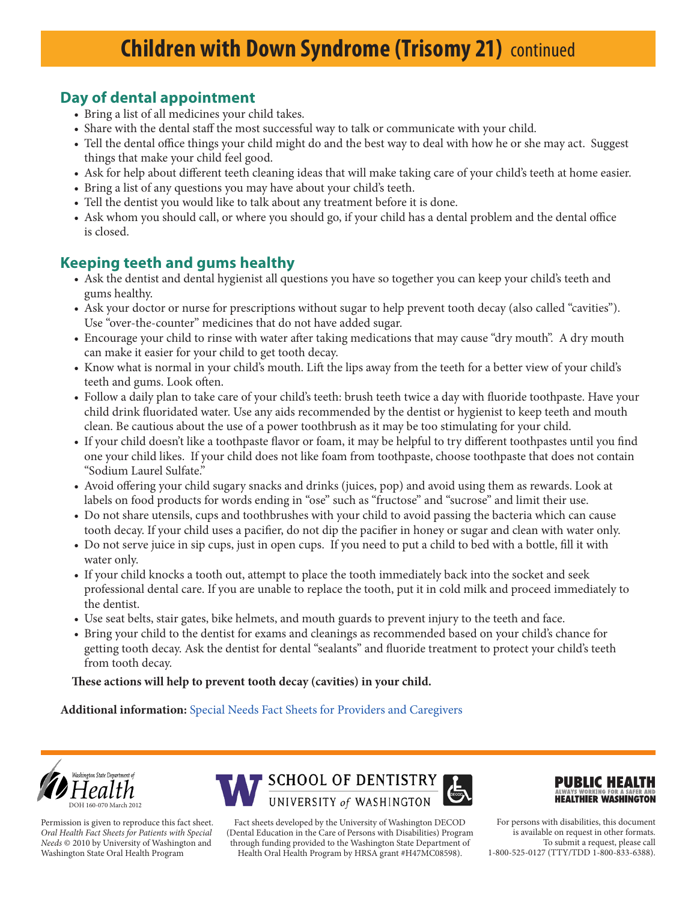# Children with Down Syndrome (Trisomy 21) continued

## Day of dental appointment

- Bring a list of all medicines your child takes.
- Share with the dental staff the most successful way to talk or communicate with your child.
- Tell the dental office things your child might do and the best way to deal with how he or she may act. Suggest things that make your child feel good.
- Ask for help about different teeth cleaning ideas that will make taking care of your child's teeth at home easier.
- Bring a list of any questions you may have about your child's teeth.
- Tell the dentist you would like to talk about any treatment before it is done.
- Ask whom you should call, or where you should go, if your child has a dental problem and the dental office is closed.

## Keeping teeth and gums healthy

- Ask the dentist and dental hygienist all questions you have so together you can keep your child's teeth and gums healthy.
- Ask your doctor or nurse for prescriptions without sugar to help prevent tooth decay (also called "cavities"). Use "over-the-counter" medicines that do not have added sugar.
- Encourage your child to rinse with water after taking medications that may cause "dry mouth". A dry mouth can make it easier for your child to get tooth decay.
- Know what is normal in your child's mouth. Lift the lips away from the teeth for a better view of your child's teeth and gums. Look often.
- Follow a daily plan to take care of your child's teeth: brush teeth twice a day with fluoride toothpaste. Have your child drink fluoridated water. Use any aids recommended by the dentist or hygienist to keep teeth and mouth clean. Be cautious about the use of a power toothbrush as it may be too stimulating for your child.
- If your child doesn't like a toothpaste flavor or foam, it may be helpful to try different toothpastes until you find one your child likes. If your child does not like foam from toothpaste, choose toothpaste that does not contain "Sodium Laurel Sulfate."
- Avoid offering your child sugary snacks and drinks (juices, pop) and avoid using them as rewards. Look at labels on food products for words ending in "ose" such as "fructose" and "sucrose" and limit their use.
- Do not share utensils, cups and toothbrushes with your child to avoid passing the bacteria which can cause tooth decay. If your child uses a pacifier, do not dip the pacifier in honey or sugar and clean with water only.
- Do not serve juice in sip cups, just in open cups. If you need to put a child to bed with a bottle, fill it with water only.
- If your child knocks a tooth out, attempt to place the tooth immediately back into the socket and seek professional dental care. If you are unable to replace the tooth, put it in cold milk and proceed immediately to the dentist.
- Use seat belts, stair gates, bike helmets, and mouth guards to prevent injury to the teeth and face.
- Bring your child to the dentist for exams and cleanings as recommended based on your child's chance for getting tooth decay. Ask the dentist for dental "sealants" and fluoride treatment to protect your child's teeth from tooth decay.

**These actions will help to prevent tooth decay (cavities) in your child.**

**Additional information:** Special Needs Fact Sheets for Providers and Caregivers

Washington State Department of Health
DOH 160-070 March 2012

Permission is given to reproduce this fact sheet. *Oral Health Fact Sheets for Patients with Special Needs* © 2010 by University of Washington and Washington State Oral Health Program

SCHOOL OF DENTISTRY
UNIVERSITY of WASHINGTON

Fact sheets developed by the University of Washington DECOD (Dental Education in the Care of Persons with Disabilities) Program through funding provided to the Washington State Department of Health Oral Health Program by HRSA grant #H47MC08598).

PUBLIC HEALTH
ALWAYS WORKING FOR A SAFER AND HEALTHIER WASHINGTON

For persons with disabilities, this document is available on request in other formats. To submit a request, please call 1-800-525-0127 (TTY/TDD 1-800-833-6388).